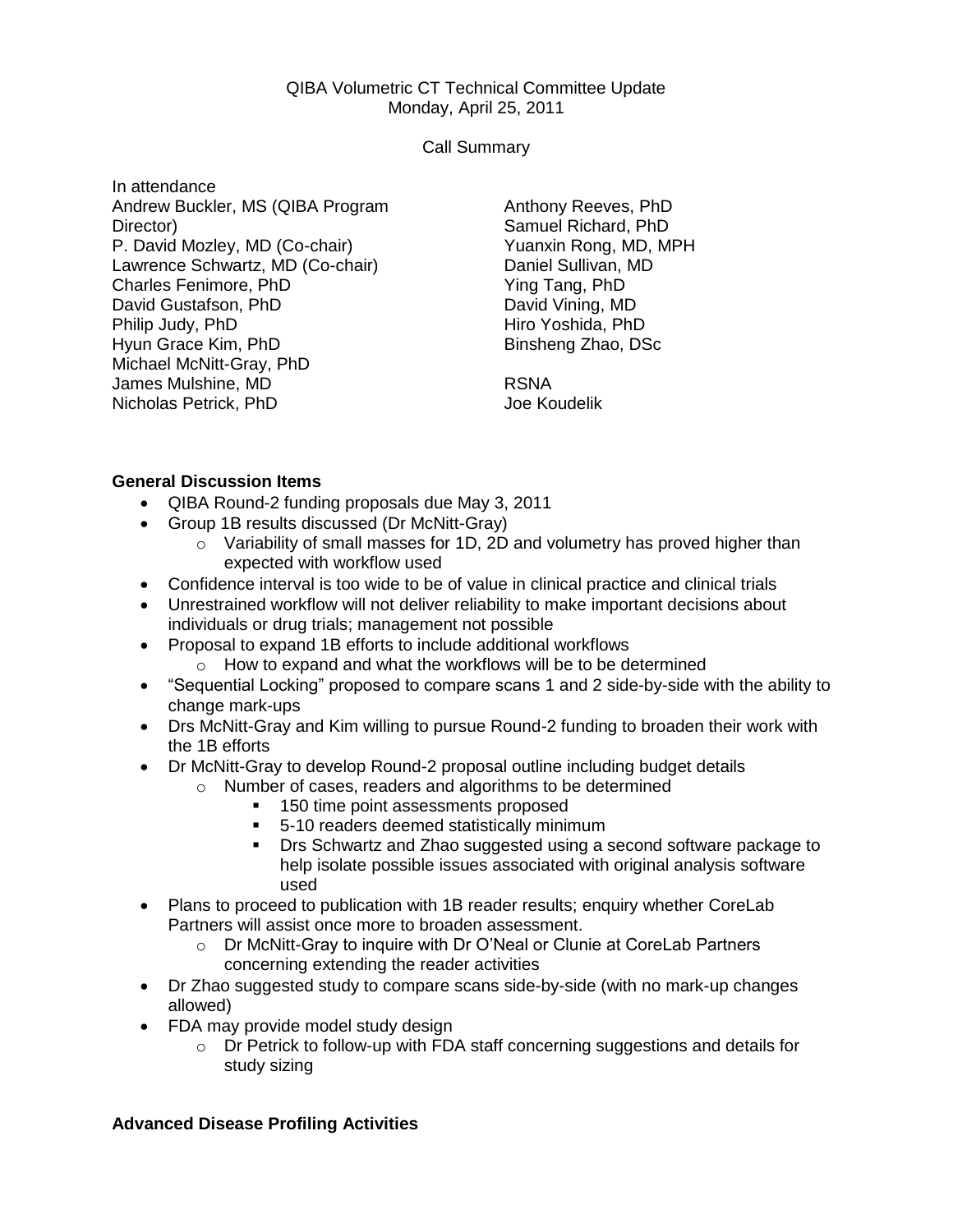QIBA Volumetric CT Technical Committee Update
Monday, April 25, 2011

Call Summary

In attendance

Andrew Buckler, MS (QIBA Program Director)
P. David Mozley, MD (Co-chair)
Lawrence Schwartz, MD (Co-chair)
Charles Fenimore, PhD
David Gustafson, PhD
Philip Judy, PhD
Hyun Grace Kim, PhD
Michael McNitt-Gray, PhD
James Mulshine, MD
Nicholas Petrick, PhD
Anthony Reeves, PhD
Samuel Richard, PhD
Yuanxin Rong, MD, MPH
Daniel Sullivan, MD
Ying Tang, PhD
David Vining, MD
Hiro Yoshida, PhD
Binsheng Zhao, DSc

RSNA
Joe Koudelik

**General Discussion Items**

- QIBA Round-2 funding proposals due May 3, 2011
- Group 1B results discussed (Dr McNitt-Gray)
  - Variability of small masses for 1D, 2D and volumetry has proved higher than expected with workflow used
- Confidence interval is too wide to be of value in clinical practice and clinical trials
- Unrestrained workflow will not deliver reliability to make important decisions about individuals or drug trials; management not possible
- Proposal to expand 1B efforts to include additional workflows
  - How to expand and what the workflows will be to be determined
- "Sequential Locking" proposed to compare scans 1 and 2 side-by-side with the ability to change mark-ups
- Drs McNitt-Gray and Kim willing to pursue Round-2 funding to broaden their work with the 1B efforts
- Dr McNitt-Gray to develop Round-2 proposal outline including budget details
  - Number of cases, readers and algorithms to be determined
    - 150 time point assessments proposed
    - 5-10 readers deemed statistically minimum
    - Drs Schwartz and Zhao suggested using a second software package to help isolate possible issues associated with original analysis software used
- Plans to proceed to publication with 1B reader results; enquiry whether CoreLab Partners will assist once more to broaden assessment.
  - Dr McNitt-Gray to inquire with Dr O'Neal or Clunie at CoreLab Partners concerning extending the reader activities
- Dr Zhao suggested study to compare scans side-by-side (with no mark-up changes allowed)
- FDA may provide model study design
  - Dr Petrick to follow-up with FDA staff concerning suggestions and details for study sizing

**Advanced Disease Profiling Activities**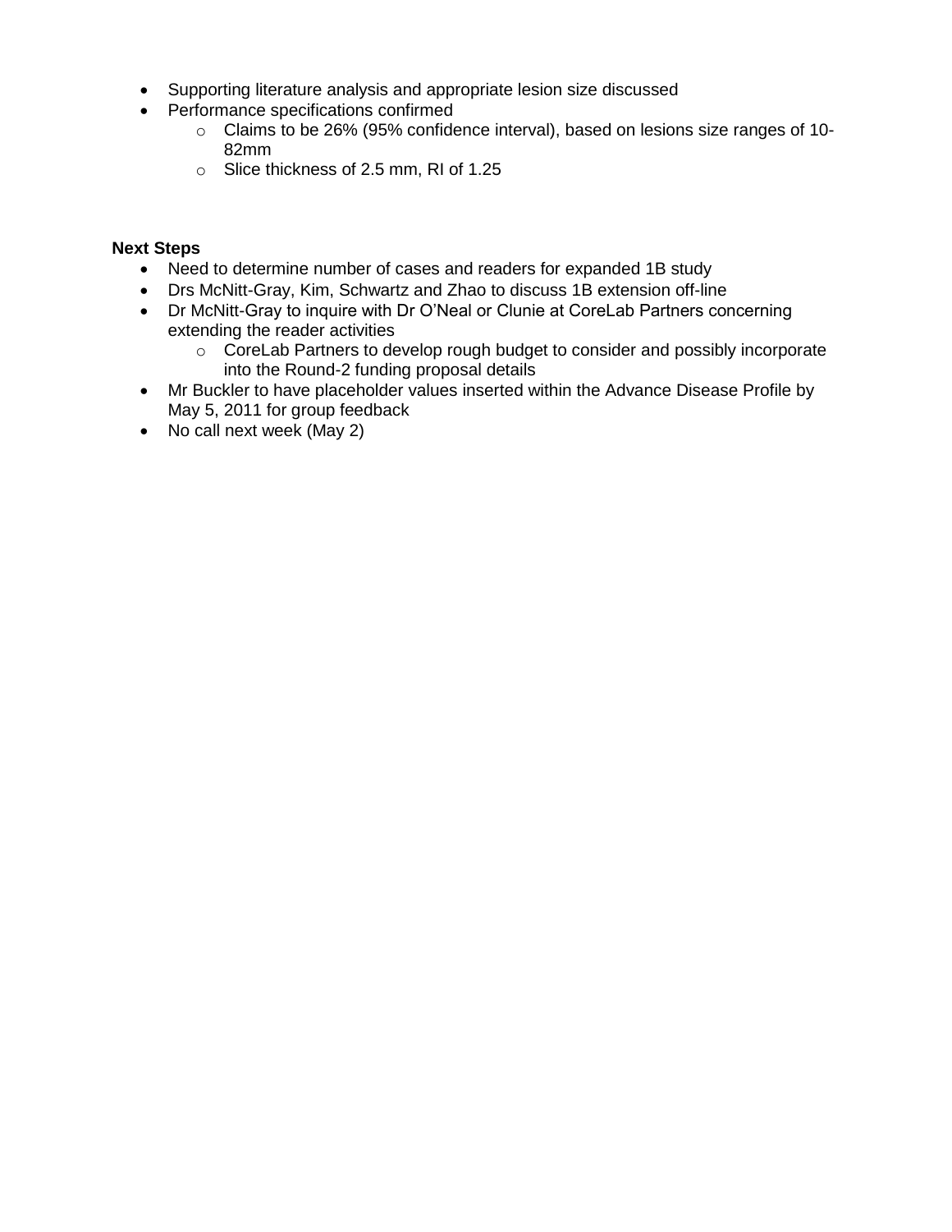- Supporting literature analysis and appropriate lesion size discussed
- Performance specifications confirmed
  - Claims to be 26% (95% confidence interval), based on lesions size ranges of 10-82mm
  - Slice thickness of 2.5 mm, RI of 1.25

**Next Steps**

- Need to determine number of cases and readers for expanded 1B study
- Drs McNitt-Gray, Kim, Schwartz and Zhao to discuss 1B extension off-line
- Dr McNitt-Gray to inquire with Dr O'Neal or Clunie at CoreLab Partners concerning extending the reader activities
  - CoreLab Partners to develop rough budget to consider and possibly incorporate into the Round-2 funding proposal details
- Mr Buckler to have placeholder values inserted within the Advance Disease Profile by May 5, 2011 for group feedback
- No call next week (May 2)